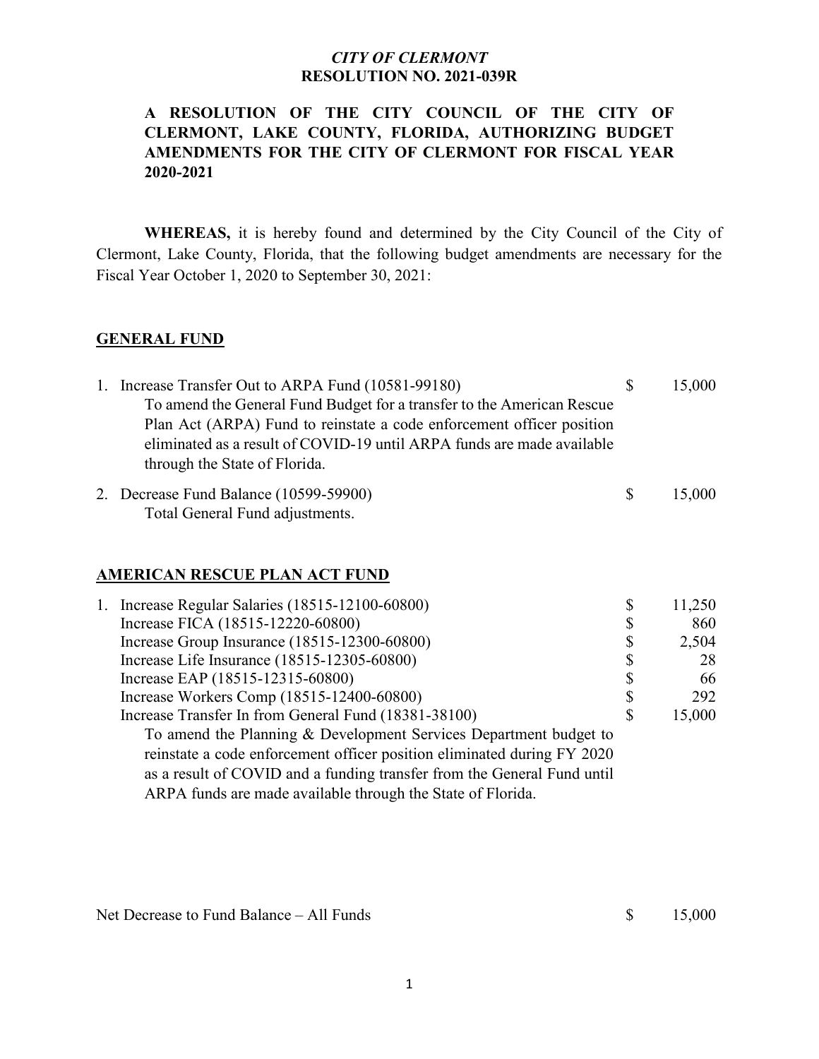*CITY OF CLERMONT*
**RESOLUTION NO. 2021-039R**

**A RESOLUTION OF THE CITY COUNCIL OF THE CITY OF CLERMONT, LAKE COUNTY, FLORIDA, AUTHORIZING BUDGET AMENDMENTS FOR THE CITY OF CLERMONT FOR FISCAL YEAR 2020-2021**

**WHEREAS,** it is hereby found and determined by the City Council of the City of Clermont, Lake County, Florida, that the following budget amendments are necessary for the Fiscal Year October 1, 2020 to September 30, 2021:

**GENERAL FUND**

| | | |
|---|---|---|
| 1. Increase Transfer Out to ARPA Fund (10581-99180) | $ | 15,000 |
| To amend the General Fund Budget for a transfer to the American Rescue Plan Act (ARPA) Fund to reinstate a code enforcement officer position eliminated as a result of COVID-19 until ARPA funds are made available through the State of Florida. | | |
| 2. Decrease Fund Balance (10599-59900) | $ | 15,000 |
| Total General Fund adjustments. | | |

**AMERICAN RESCUE PLAN ACT FUND**

| | | |
|---|---|---|
| 1. Increase Regular Salaries (18515-12100-60800) | $ | 11,250 |
| Increase FICA (18515-12220-60800) | $ | 860 |
| Increase Group Insurance (18515-12300-60800) | $ | 2,504 |
| Increase Life Insurance (18515-12305-60800) | $ | 28 |
| Increase EAP (18515-12315-60800) | $ | 66 |
| Increase Workers Comp (18515-12400-60800) | $ | 292 |
| Increase Transfer In from General Fund (18381-38100) | $ | 15,000 |
| To amend the Planning & Development Services Department budget to reinstate a code enforcement officer position eliminated during FY 2020 as a result of COVID and a funding transfer from the General Fund until ARPA funds are made available through the State of Florida. | | |

| | | |
|---|---|---|
| Net Decrease to Fund Balance – All Funds | $ | 15,000 |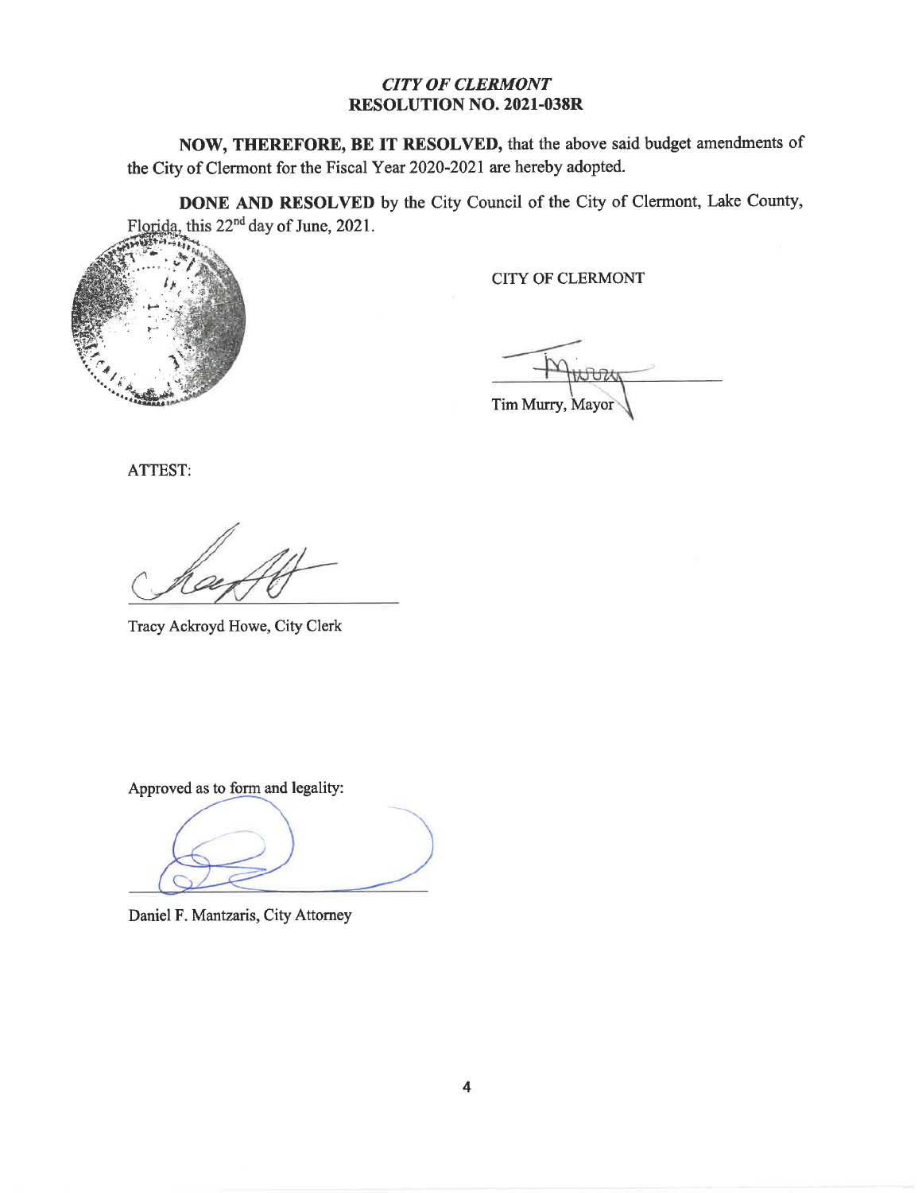***CITY OF CLERMONT***
**RESOLUTION NO. 2021-038R**

**NOW, THEREFORE, BE IT RESOLVED,** that the above said budget amendments of the City of Clermont for the Fiscal Year 2020-2021 are hereby adopted.

**DONE AND RESOLVED** by the City Council of the City of Clermont, Lake County, Florida, this 22nd day of June, 2021.

CITY OF CLERMONT

Tim Murry, Mayor

ATTEST:

Tracy Ackroyd Howe, City Clerk

Approved as to form and legality:

Daniel F. Mantzaris, City Attorney